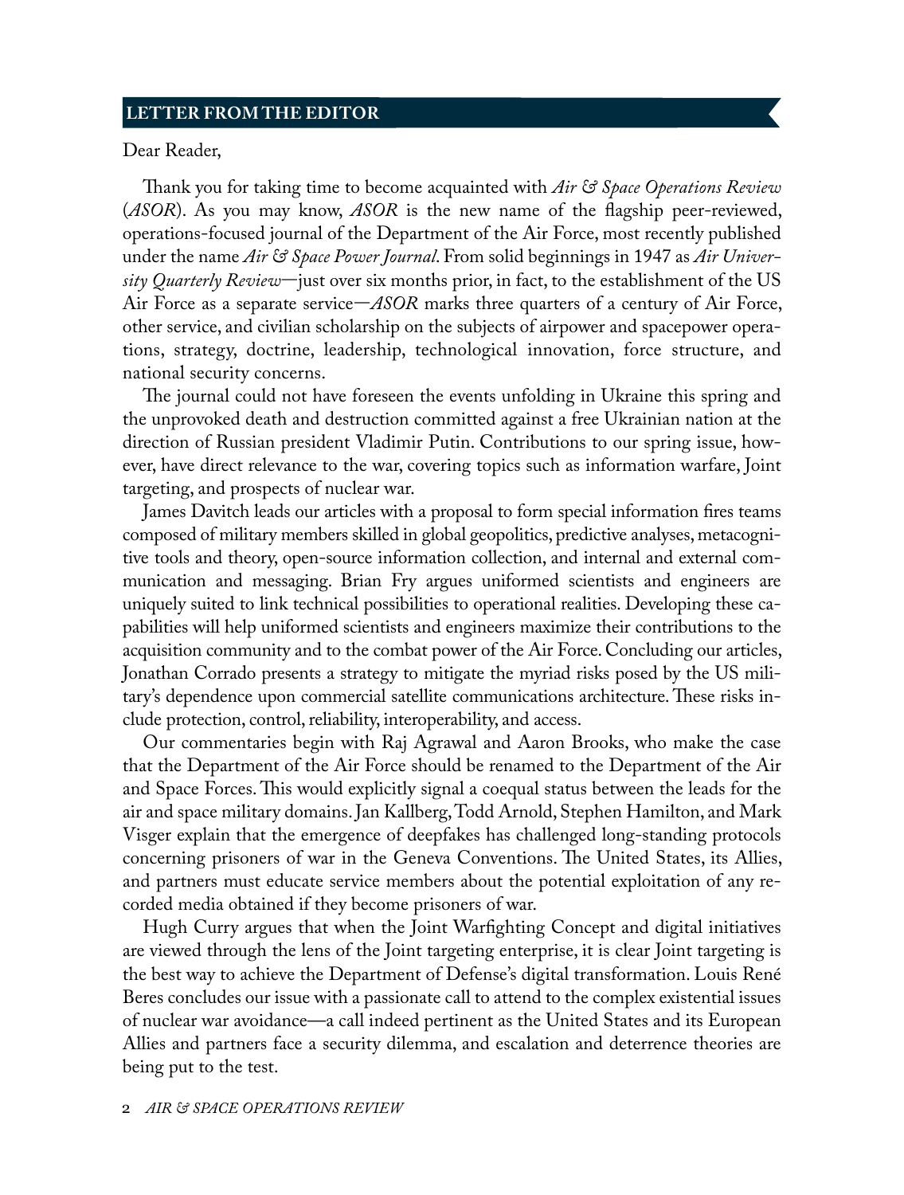## LETTER FROM THE EDITOR

Dear Reader,

Thank you for taking time to become acquainted with *Air & Space Operations Review* (*ASOR*). As you may know, *ASOR* is the new name of the flagship peer-reviewed, operations-focused journal of the Department of the Air Force, most recently published under the name *Air & Space Power Journal*. From solid beginnings in 1947 as *Air University Quarterly Review*—just over six months prior, in fact, to the establishment of the US Air Force as a separate service—*ASOR* marks three quarters of a century of Air Force, other service, and civilian scholarship on the subjects of airpower and spacepower operations, strategy, doctrine, leadership, technological innovation, force structure, and national security concerns.

The journal could not have foreseen the events unfolding in Ukraine this spring and the unprovoked death and destruction committed against a free Ukrainian nation at the direction of Russian president Vladimir Putin. Contributions to our spring issue, however, have direct relevance to the war, covering topics such as information warfare, Joint targeting, and prospects of nuclear war.

James Davitch leads our articles with a proposal to form special information fires teams composed of military members skilled in global geopolitics, predictive analyses, metacognitive tools and theory, open-source information collection, and internal and external communication and messaging. Brian Fry argues uniformed scientists and engineers are uniquely suited to link technical possibilities to operational realities. Developing these capabilities will help uniformed scientists and engineers maximize their contributions to the acquisition community and to the combat power of the Air Force. Concluding our articles, Jonathan Corrado presents a strategy to mitigate the myriad risks posed by the US military's dependence upon commercial satellite communications architecture. These risks include protection, control, reliability, interoperability, and access.

Our commentaries begin with Raj Agrawal and Aaron Brooks, who make the case that the Department of the Air Force should be renamed to the Department of the Air and Space Forces. This would explicitly signal a coequal status between the leads for the air and space military domains. Jan Kallberg, Todd Arnold, Stephen Hamilton, and Mark Visger explain that the emergence of deepfakes has challenged long-standing protocols concerning prisoners of war in the Geneva Conventions. The United States, its Allies, and partners must educate service members about the potential exploitation of any recorded media obtained if they become prisoners of war.

Hugh Curry argues that when the Joint Warfighting Concept and digital initiatives are viewed through the lens of the Joint targeting enterprise, it is clear Joint targeting is the best way to achieve the Department of Defense's digital transformation. Louis René Beres concludes our issue with a passionate call to attend to the complex existential issues of nuclear war avoidance—a call indeed pertinent as the United States and its European Allies and partners face a security dilemma, and escalation and deterrence theories are being put to the test.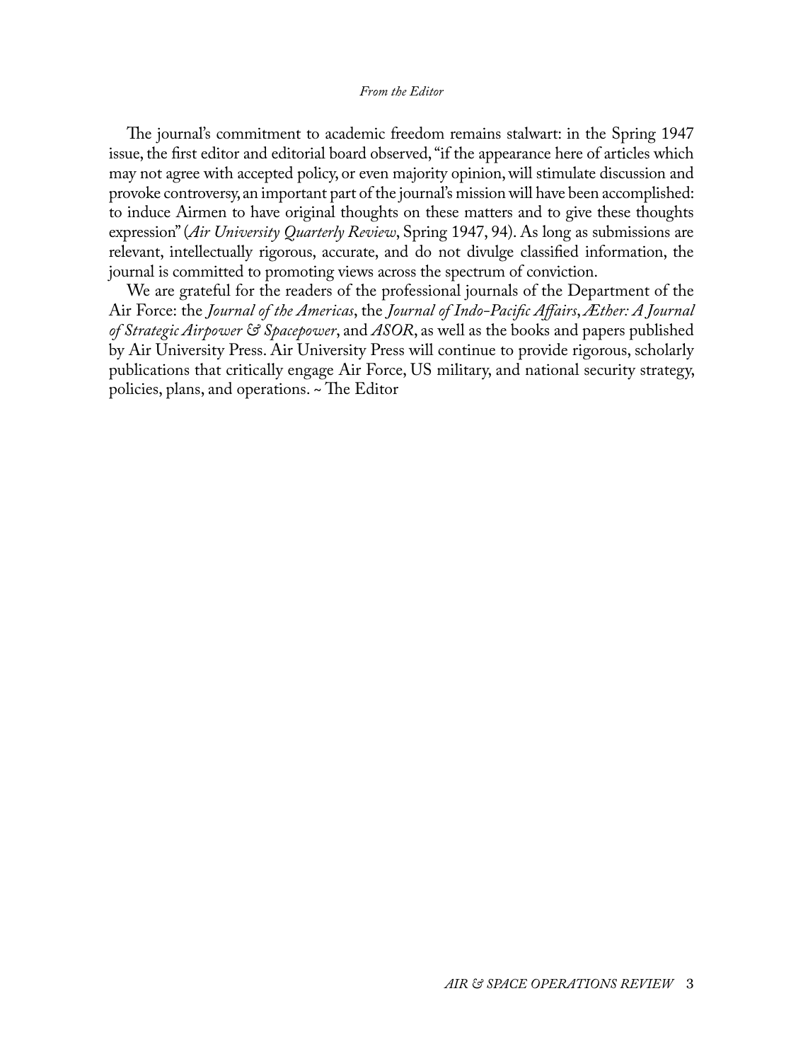The journal's commitment to academic freedom remains stalwart: in the Spring 1947 issue, the first editor and editorial board observed, "if the appearance here of articles which may not agree with accepted policy, or even majority opinion, will stimulate discussion and provoke controversy, an important part of the journal's mission will have been accomplished: to induce Airmen to have original thoughts on these matters and to give these thoughts expression" (*Air University Quarterly Review*, Spring 1947, 94). As long as submissions are relevant, intellectually rigorous, accurate, and do not divulge classified information, the journal is committed to promoting views across the spectrum of conviction.

We are grateful for the readers of the professional journals of the Department of the Air Force: the *Journal of the Americas*, the *Journal of Indo-Pacific Affairs*, *Æther: A Journal of Strategic Airpower & Spacepower*, and *ASOR*, as well as the books and papers published by Air University Press. Air University Press will continue to provide rigorous, scholarly publications that critically engage Air Force, US military, and national security strategy, policies, plans, and operations. ~ The Editor